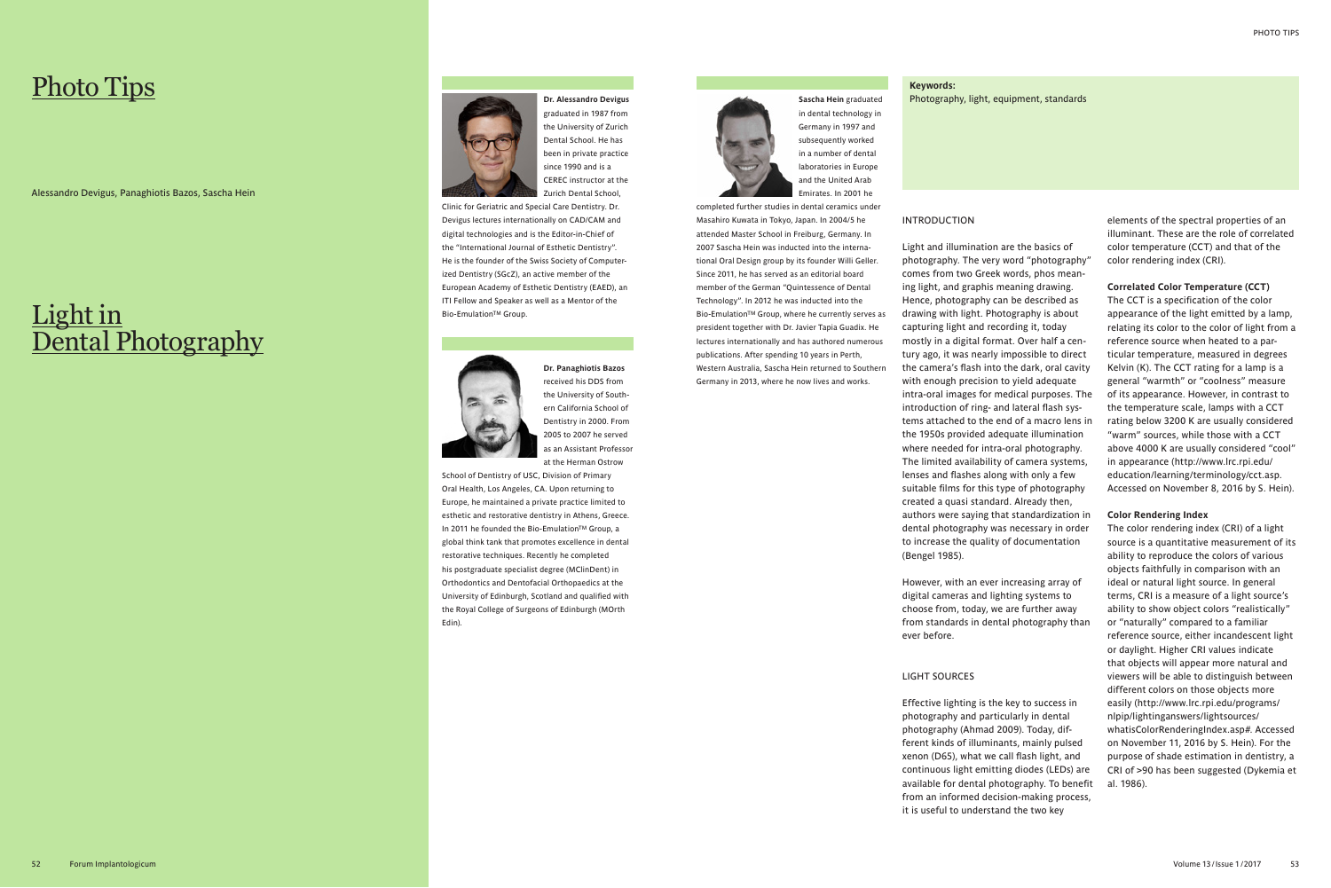# Photo Tips

Alessandro Devigus, Panaghiotis Bazos, Sascha Hein

# Light in Dental Photography

**Dr. Alessandro Devigus** graduated in 1987 from the University of Zurich Dental School. He has been in private practice since 1990 and is a CEREC instructor at the Zurich Dental School, Clinic for Geriatric and Special Care Dentistry. Dr. Devigus lectures internationally on CAD/CAM and digital technologies and is the Editor-in-Chief of the "International Journal of Esthetic Dentistry". He is the founder of the Swiss Society of Computerized Dentistry (SGcZ), an active member of the European Academy of Esthetic Dentistry (EAED), an ITI Fellow and Speaker as well as a Mentor of the Bio-Emulation™ Group.

**Dr. Panaghiotis Bazos** received his DDS from the University of Southern California School of Dentistry in 2000. From 2005 to 2007 he served as an Assistant Professor at the Herman Ostrow School of Dentistry of USC, Division of Primary Oral Health, Los Angeles, CA. Upon returning to Europe, he maintained a private practice limited to esthetic and restorative dentistry in Athens, Greece. In 2011 he founded the Bio-Emulation™ Group, a global think tank that promotes excellence in dental restorative techniques. Recently he completed his postgraduate specialist degree (MClinDent) in Orthodontics and Dentofacial Orthopaedics at the University of Edinburgh, Scotland and qualified with the Royal College of Surgeons of Edinburgh (MOrth Edin).

**Sascha Hein** graduated in dental technology in Germany in 1997 and subsequently worked in a number of dental laboratories in Europe and the United Arab Emirates. In 2001 he completed further studies in dental ceramics under Masahiro Kuwata in Tokyo, Japan. In 2004/5 he attended Master School in Freiburg, Germany. In 2007 Sascha Hein was inducted into the international Oral Design group by its founder Willi Geller. Since 2011, he has served as an editorial board member of the German "Quintessence of Dental Technology". In 2012 he was inducted into the Bio-Emulation™ Group, where he currently serves as president together with Dr. Javier Tapia Guadix. He lectures internationally and has authored numerous publications. After spending 10 years in Perth, Western Australia, Sascha Hein returned to Southern Germany in 2013, where he now lives and works.

**Keywords:**
Photography, light, equipment, standards

## INTRODUCTION

Light and illumination are the basics of photography. The very word "photography" comes from two Greek words, phos meaning light, and graphis meaning drawing. Hence, photography can be described as drawing with light. Photography is about capturing light and recording it, today mostly in a digital format. Over half a century ago, it was nearly impossible to direct the camera's flash into the dark, oral cavity with enough precision to yield adequate intra-oral images for medical purposes. The introduction of ring- and lateral flash systems attached to the end of a macro lens in the 1950s provided adequate illumination where needed for intra-oral photography. The limited availability of camera systems, lenses and flashes along with only a few suitable films for this type of photography created a quasi standard. Already then, authors were saying that standardization in dental photography was necessary in order to increase the quality of documentation (Bengel 1985).

However, with an ever increasing array of digital cameras and lighting systems to choose from, today, we are further away from standards in dental photography than ever before.

## LIGHT SOURCES

Effective lighting is the key to success in photography and particularly in dental photography (Ahmad 2009). Today, different kinds of illuminants, mainly pulsed xenon (D65), what we call flash light, and continuous light emitting diodes (LEDs) are available for dental photography. To benefit from an informed decision-making process, it is useful to understand the two key elements of the spectral properties of an illuminant. These are the role of correlated color temperature (CCT) and that of the color rendering index (CRI).

### Correlated Color Temperature (CCT)

The CCT is a specification of the color appearance of the light emitted by a lamp, relating its color to the color of light from a reference source when heated to a particular temperature, measured in degrees Kelvin (K). The CCT rating for a lamp is a general "warmth" or "coolness" measure of its appearance. However, in contrast to the temperature scale, lamps with a CCT rating below 3200 K are usually considered "warm" sources, while those with a CCT above 4000 K are usually considered "cool" in appearance (http://www.lrc.rpi.edu/education/learning/terminology/cct.asp. Accessed on November 8, 2016 by S. Hein).

### Color Rendering Index

The color rendering index (CRI) of a light source is a quantitative measurement of its ability to reproduce the colors of various objects faithfully in comparison with an ideal or natural light source. In general terms, CRI is a measure of a light source's ability to show object colors "realistically" or "naturally" compared to a familiar reference source, either incandescent light or daylight. Higher CRI values indicate that objects will appear more natural and viewers will be able to distinguish between different colors on those objects more easily (http://www.lrc.rpi.edu/programs/nlpip/lightinganswers/lightsources/whatisColorRenderingIndex.asp#. Accessed on November 11, 2016 by S. Hein). For the purpose of shade estimation in dentistry, a CRI of >90 has been suggested (Dykemia et al. 1986).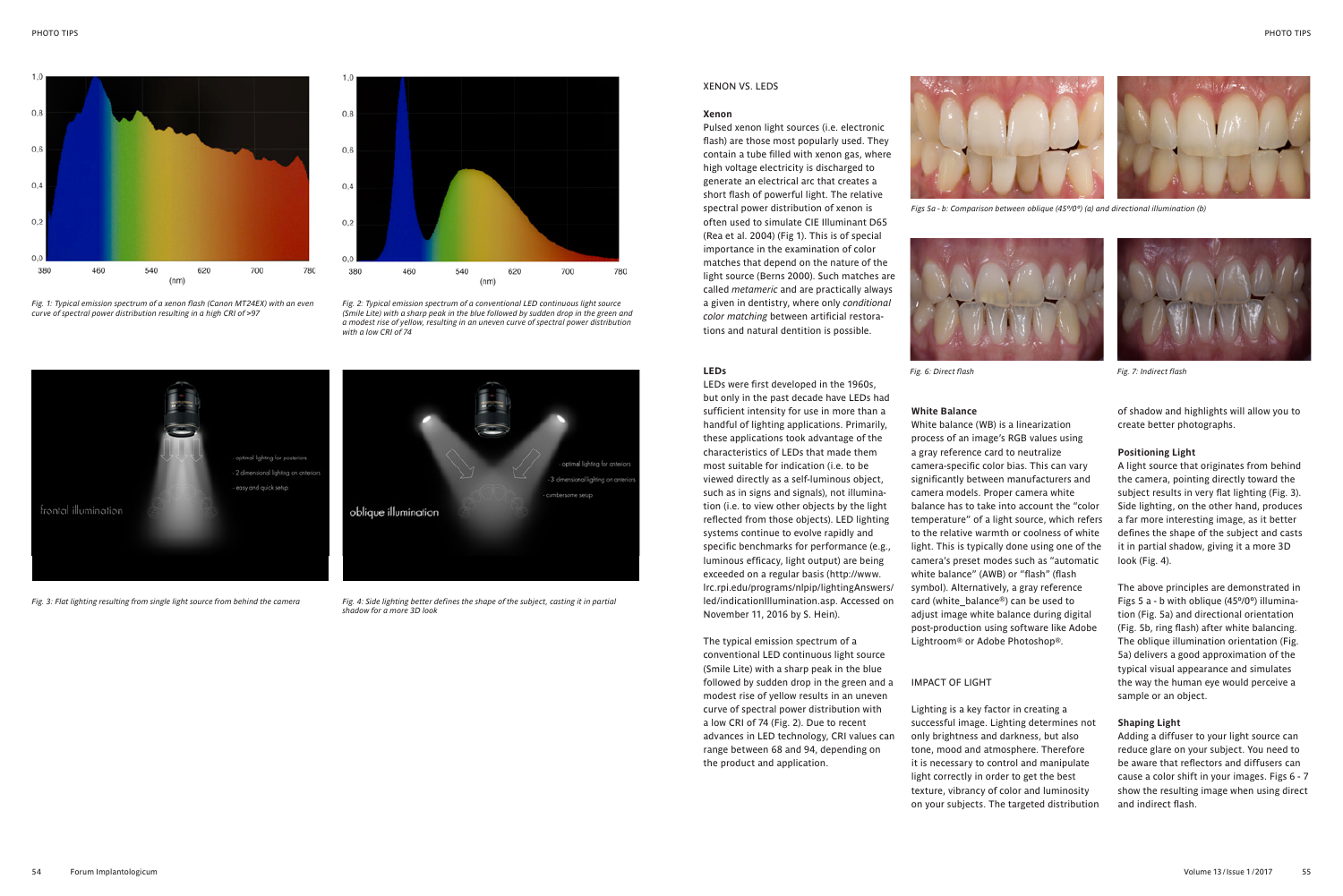Fig. 1: Typical emission spectrum of a xenon flash (Canon MT24EX) with an even curve of spectral power distribution resulting in a high CRI of >97

Fig. 2: Typical emission spectrum of a conventional LED continuous light source (Smile Lite) with a sharp peak in the blue followed by sudden drop in the green and a modest rise of yellow, resulting in an uneven curve of spectral power distribution with a low CRI of 74

Fig. 3: Flat lighting resulting from single light source from behind the camera

Fig. 4: Side lighting better defines the shape of the subject, casting it in partial shadow for a more 3D look

## XENON VS. LEDS

### Xenon

Pulsed xenon light sources (i.e. electronic flash) are those most popularly used. They contain a tube filled with xenon gas, where high voltage electricity is discharged to generate an electrical arc that creates a short flash of powerful light. The relative spectral power distribution of xenon is often used to simulate CIE Illuminant D65 (Rea et al. 2004) (Fig 1). This is of special importance in the examination of color matches that depend on the nature of the light source (Berns 2000). Such matches are called *metameric* and are practically always a given in dentistry, where only *conditional color matching* between artificial restorations and natural dentition is possible.

### LEDs

LEDs were first developed in the 1960s, but only in the past decade have LEDs had sufficient intensity for use in more than a handful of lighting applications. Primarily, these applications took advantage of the characteristics of LEDs that made them most suitable for indication (i.e. to be viewed directly as a self-luminous object, such as in signs and signals), not illumination (i.e. to view other objects by the light reflected from those objects). LED lighting systems continue to evolve rapidly and specific benchmarks for performance (e.g., luminous efficacy, light output) are being exceeded on a regular basis (http://www.lrc.rpi.edu/programs/nlpip/lightingAnswers/led/indicationIllumination.asp. Accessed on November 11, 2016 by S. Hein).

The typical emission spectrum of a conventional LED continuous light source (Smile Lite) with a sharp peak in the blue followed by sudden drop in the green and a modest rise of yellow results in an uneven curve of spectral power distribution with a low CRI of 74 (Fig. 2). Due to recent advances in LED technology, CRI values can range between 68 and 94, depending on the product and application.

Figs 5a - b: Comparison between oblique (45º/0º) (a) and directional illumination (b)

Fig. 6: Direct flash

Fig. 7: Indirect flash

### White Balance

White balance (WB) is a linearization process of an image's RGB values using a gray reference card to neutralize camera-specific color bias. This can vary significantly between manufacturers and camera models. Proper camera white balance has to take into account the "color temperature" of a light source, which refers to the relative warmth or coolness of white light. This is typically done using one of the camera's preset modes such as "automatic white balance" (AWB) or "flash" (flash symbol). Alternatively, a gray reference card (white_balance®) can be used to adjust image white balance during digital post-production using software like Adobe Lightroom® or Adobe Photoshop®.

## IMPACT OF LIGHT

Lighting is a key factor in creating a successful image. Lighting determines not only brightness and darkness, but also tone, mood and atmosphere. Therefore it is necessary to control and manipulate light correctly in order to get the best texture, vibrancy of color and luminosity on your subjects. The targeted distribution of shadow and highlights will allow you to create better photographs.

### Positioning Light

A light source that originates from behind the camera, pointing directly toward the subject results in very flat lighting (Fig. 3). Side lighting, on the other hand, produces a far more interesting image, as it better defines the shape of the subject and casts it in partial shadow, giving it a more 3D look (Fig. 4).

The above principles are demonstrated in Figs 5 a - b with oblique (45º/0º) illumination (Fig. 5a) and directional orientation (Fig. 5b, ring flash) after white balancing. The oblique illumination orientation (Fig. 5a) delivers a good approximation of the typical visual appearance and simulates the way the human eye would perceive a sample or an object.

### Shaping Light

Adding a diffuser to your light source can reduce glare on your subject. You need to be aware that reflectors and diffusers can cause a color shift in your images. Figs 6 - 7 show the resulting image when using direct and indirect flash.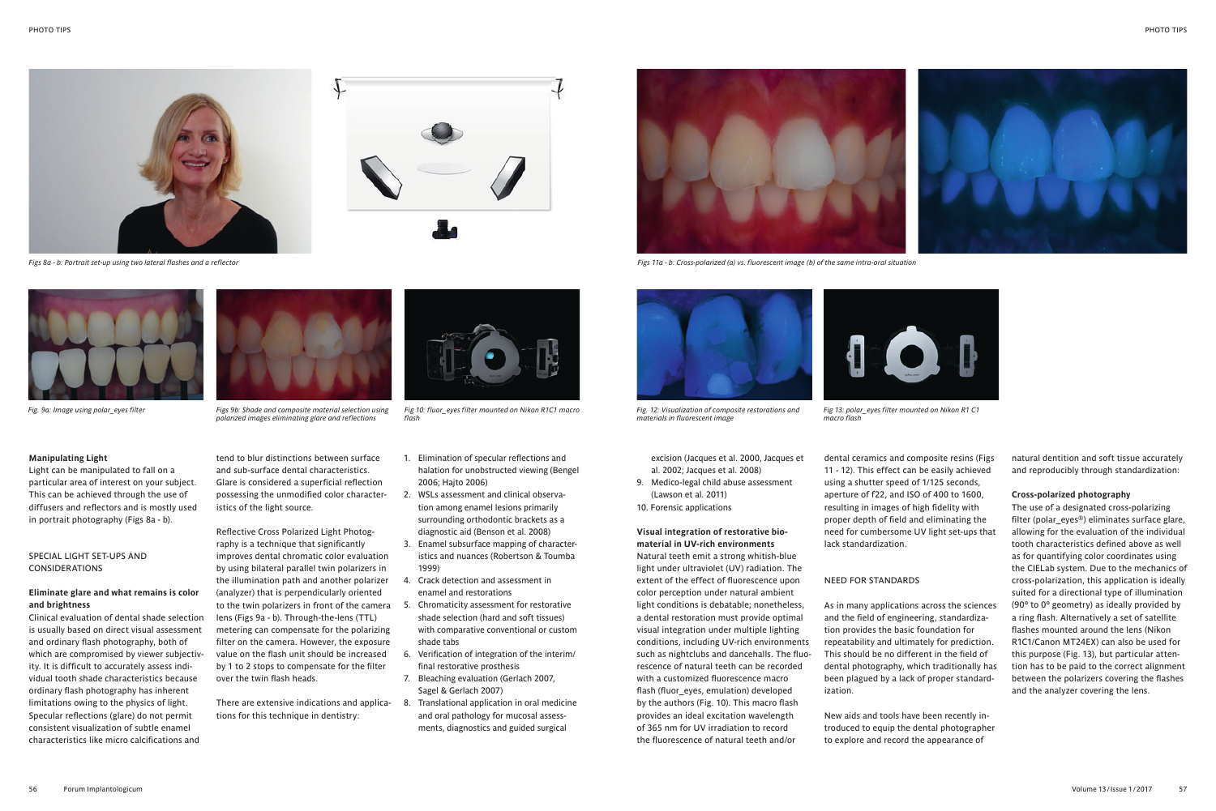Figs 8a - b: Portrait set-up using two lateral flashes and a reflector

Figs 11a - b: Cross-polarized (a) vs. fluorescent image (b) of the same intra-oral situation

Fig. 9a: Image using polar_eyes filter

Figs 9b: Shade and composite material selection using polarized images eliminating glare and reflections

Fig 10: fluor_eyes filter mounted on Nikon R1C1 macro flash

Fig. 12: Visualization of composite restorations and materials in fluorescent image

Fig 13: polar_eyes filter mounted on Nikon R1 C1 macro flash

**Manipulating Light**

Light can be manipulated to fall on a particular area of interest on your subject. This can be achieved through the use of diffusers and reflectors and is mostly used in portrait photography (Figs 8a - b).

## SPECIAL LIGHT SET-UPS AND CONSIDERATIONS

**Eliminate glare and what remains is color and brightness**

Clinical evaluation of dental shade selection is usually based on direct visual assessment and ordinary flash photography, both of which are compromised by viewer subjectivity. It is difficult to accurately assess individual tooth shade characteristics because ordinary flash photography has inherent limitations owing to the physics of light. Specular reflections (glare) do not permit consistent visualization of subtle enamel characteristics like micro calcifications and tend to blur distinctions between surface and sub-surface dental characteristics. Glare is considered a superficial reflection possessing the unmodified color characteristics of the light source.

Reflective Cross Polarized Light Photography is a technique that significantly improves dental chromatic color evaluation by using bilateral parallel twin polarizers in the illumination path and another polarizer (analyzer) that is perpendicularly oriented to the twin polarizers in front of the camera lens (Figs 9a - b). Through-the-lens (TTL) metering can compensate for the polarizing filter on the camera. However, the exposure value on the flash unit should be increased by 1 to 2 stops to compensate for the filter over the twin flash heads.

There are extensive indications and applications for this technique in dentistry:

1. Elimination of specular reflections and halation for unobstructed viewing (Bengel 2006; Hajto 2006)
2. WSLs assessment and clinical observation among enamel lesions primarily surrounding orthodontic brackets as a diagnostic aid (Benson et al. 2008)
3. Enamel subsurface mapping of characteristics and nuances (Robertson & Toumba 1999)
4. Crack detection and assessment in enamel and restorations
5. Chromaticity assessment for restorative shade selection (hard and soft tissues) with comparative conventional or custom shade tabs
6. Verification of integration of the interim/final restorative prosthesis
7. Bleaching evaluation (Gerlach 2007, Sagel & Gerlach 2007)
8. Translational application in oral medicine and oral pathology for mucosal assessments, diagnostics and guided surgical excision (Jacques et al. 2000, Jacques et al. 2002; Jacques et al. 2008)
9. Medico-legal child abuse assessment (Lawson et al. 2011)
10. Forensic applications

**Visual integration of restorative biomaterial in UV-rich environments**

Natural teeth emit a strong whitish-blue light under ultraviolet (UV) radiation. The extent of the effect of fluorescence upon color perception under natural ambient light conditions is debatable; nonetheless, a dental restoration must provide optimal visual integration under multiple lighting conditions, including UV-rich environments such as nightclubs and dancehalls. The fluorescence of natural teeth can be recorded with a customized fluorescence macro flash (fluor_eyes, emulation) developed by the authors (Fig. 10). This macro flash provides an ideal excitation wavelength of 365 nm for UV irradiation to record the fluorescence of natural teeth and/or dental ceramics and composite resins (Figs 11 - 12). This effect can be easily achieved using a shutter speed of 1/125 seconds, aperture of f22, and ISO of 400 to 1600, resulting in images of high fidelity with proper depth of field and eliminating the need for cumbersome UV light set-ups that lack standardization.

## NEED FOR STANDARDS

As in many applications across the sciences and the field of engineering, standardization provides the basic foundation for repeatability and ultimately for prediction. This should be no different in the field of dental photography, which traditionally has been plagued by a lack of proper standardization.

New aids and tools have been recently introduced to equip the dental photographer to explore and record the appearance of natural dentition and soft tissue accurately and reproducibly through standardization:

**Cross-polarized photography**

The use of a designated cross-polarizing filter (polar_eyes®) eliminates surface glare, allowing for the evaluation of the individual tooth characteristics defined above as well as for quantifying color coordinates using the CIELab system. Due to the mechanics of cross-polarization, this application is ideally suited for a directional type of illumination (90° to 0° geometry) as ideally provided by a ring flash. Alternatively a set of satellite flashes mounted around the lens (Nikon R1C1/Canon MT24EX) can also be used for this purpose (Fig. 13), but particular attention has to be paid to the correct alignment between the polarizers covering the flashes and the analyzer covering the lens.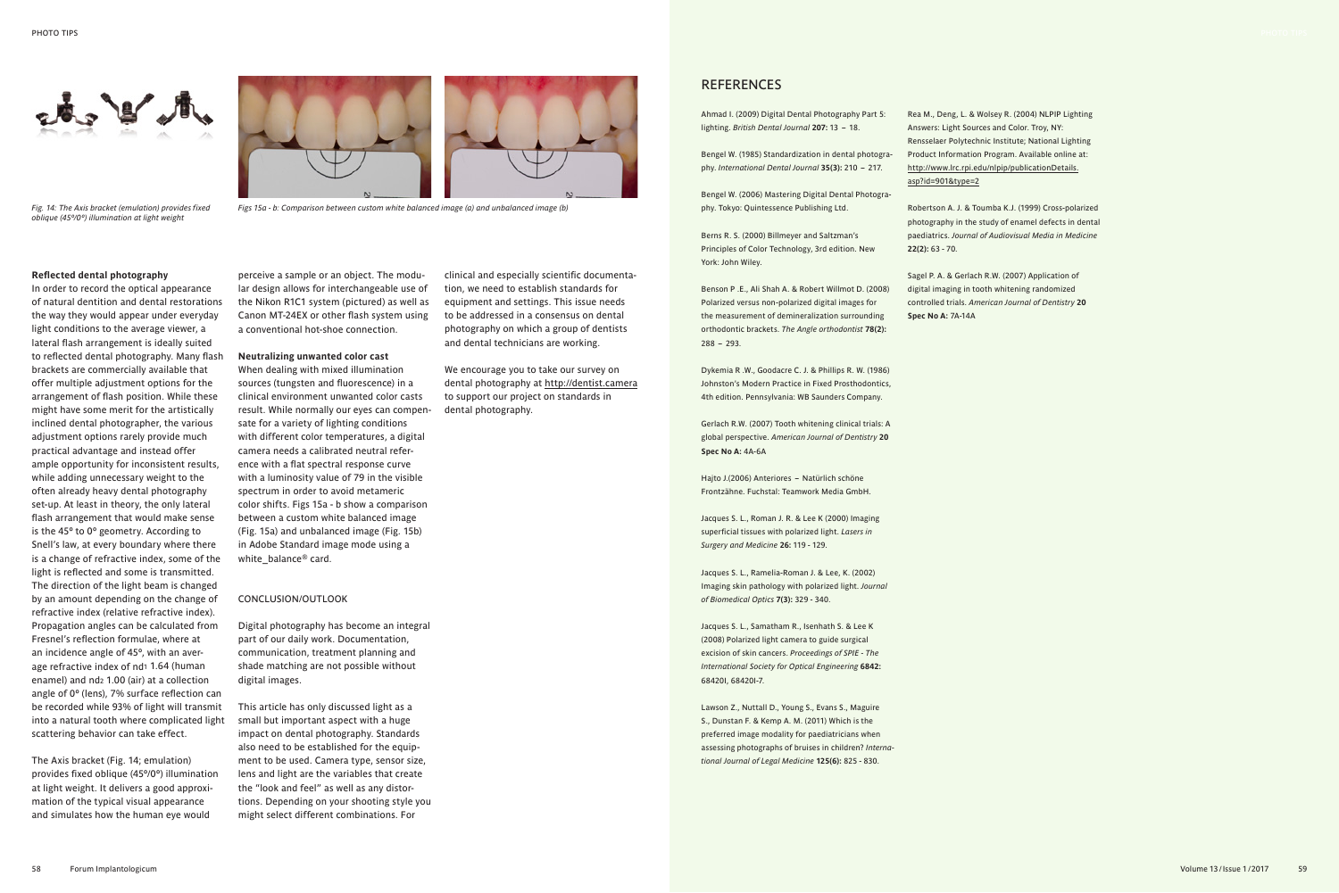*Fig. 14: The Axis bracket (emulation) provides fixed oblique (45°/0°) illumination at light weight*

*Figs 15a - b: Comparison between custom white balanced image (a) and unbalanced image (b)*

**Reflected dental photography**

In order to record the optical appearance of natural dentition and dental restorations the way they would appear under everyday light conditions to the average viewer, a lateral flash arrangement is ideally suited to reflected dental photography. Many flash brackets are commercially available that offer multiple adjustment options for the arrangement of flash position. While these might have some merit for the artistically inclined dental photographer, the various adjustment options rarely provide much practical advantage and instead offer ample opportunity for inconsistent results, while adding unnecessary weight to the often already heavy dental photography set-up. At least in theory, the only lateral flash arrangement that would make sense is the 45° to 0° geometry. According to Snell's law, at every boundary where there is a change of refractive index, some of the light is reflected and some is transmitted. The direction of the light beam is changed by an amount depending on the change of refractive index (relative refractive index). Propagation angles can be calculated from Fresnel's reflection formulae, where at an incidence angle of 45°, with an average refractive index of $n_{d1}$ 1.64 (human enamel) and $n_{d2}$ 1.00 (air) at a collection angle of 0° (lens), 7% surface reflection can be recorded while 93% of light will transmit into a natural tooth where complicated light scattering behavior can take effect.

The Axis bracket (Fig. 14; emulation) provides fixed oblique (45°/0°) illumination at light weight. It delivers a good approximation of the typical visual appearance and simulates how the human eye would perceive a sample or an object. The modular design allows for interchangeable use of the Nikon R1C1 system (pictured) as well as Canon MT-24EX or other flash system using a conventional hot-shoe connection.

**Neutralizing unwanted color cast**

When dealing with mixed illumination sources (tungsten and fluorescence) in a clinical environment unwanted color casts result. While normally our eyes can compensate for a variety of lighting conditions with different color temperatures, a digital camera needs a calibrated neutral reference with a flat spectral response curve with a luminosity value of 79 in the visible spectrum in order to avoid metameric color shifts. Figs 15a - b show a comparison between a custom white balanced image (Fig. 15a) and unbalanced image (Fig. 15b) in Adobe Standard image mode using a white_balance® card.

## CONCLUSION/OUTLOOK

Digital photography has become an integral part of our daily work. Documentation, communication, treatment planning and shade matching are not possible without digital images.

This article has only discussed light as a small but important aspect with a huge impact on dental photography. Standards also need to be established for the equipment to be used. Camera type, sensor size, lens and light are the variables that create the "look and feel" as well as any distortions. Depending on your shooting style you might select different combinations. For clinical and especially scientific documentation, we need to establish standards for equipment and settings. This issue needs to be addressed in a consensus on dental photography on which a group of dentists and dental technicians are working.

We encourage you to take our survey on dental photography at http://dentist.camera to support our project on standards in dental photography.

## REFERENCES

Ahmad I. (2009) Digital Dental Photography Part 5: lighting. *British Dental Journal* **207:** 13 – 18.

Bengel W. (1985) Standardization in dental photography. *International Dental Journal* **35(3):** 210 – 217.

Bengel W. (2006) Mastering Digital Dental Photography. Tokyo: Quintessence Publishing Ltd.

Berns R. S. (2000) Billmeyer and Saltzman's Principles of Color Technology, 3rd edition. New York: John Wiley.

Benson P .E., Ali Shah A. & Robert Willmot D. (2008) Polarized versus non-polarized digital images for the measurement of demineralization surrounding orthodontic brackets. *The Angle orthodontist* **78(2):** 288 – 293.

Dykemia R .W., Goodacre C. J. & Phillips R. W. (1986) Johnston's Modern Practice in Fixed Prosthodontics, 4th edition. Pennsylvania: WB Saunders Company.

Gerlach R.W. (2007) Tooth whitening clinical trials: A global perspective. *American Journal of Dentistry* **20 Spec No A:** 4A-6A

Hajto J.(2006) Anteriores – Natürlich schöne Frontzähne. Fuchstal: Teamwork Media GmbH.

Jacques S. L., Roman J. R. & Lee K (2000) Imaging superficial tissues with polarized light. *Lasers in Surgery and Medicine* **26:** 119 - 129.

Jacques S. L., Ramelia-Roman J. & Lee, K. (2002) Imaging skin pathology with polarized light. *Journal of Biomedical Optics* **7(3):** 329 - 340.

Jacques S. L., Samatham R., Isenhath S. & Lee K (2008) Polarized light camera to guide surgical excision of skin cancers. *Proceedings of SPIE - The International Society for Optical Engineering* **6842:** 68420I, 68420I-7.

Lawson Z., Nuttall D., Young S., Evans S., Maguire S., Dunstan F. & Kemp A. M. (2011) Which is the preferred image modality for paediatricians when assessing photographs of bruises in children? *International Journal of Legal Medicine* **125(6):** 825 - 830.

Rea M., Deng, L. & Wolsey R. (2004) NLPIP Lighting Answers: Light Sources and Color. Troy, NY: Rensselaer Polytechnic Institute; National Lighting Product Information Program. Available online at: http://www.lrc.rpi.edu/nlpip/publicationDetails.asp?id=901&type=2

Robertson A. J. & Toumba K.J. (1999) Cross-polarized photography in the study of enamel defects in dental paediatrics. *Journal of Audiovisual Media in Medicine* **22(2):** 63 - 70.

Sagel P. A. & Gerlach R.W. (2007) Application of digital imaging in tooth whitening randomized controlled trials. *American Journal of Dentistry* **20 Spec No A:** 7A-14A